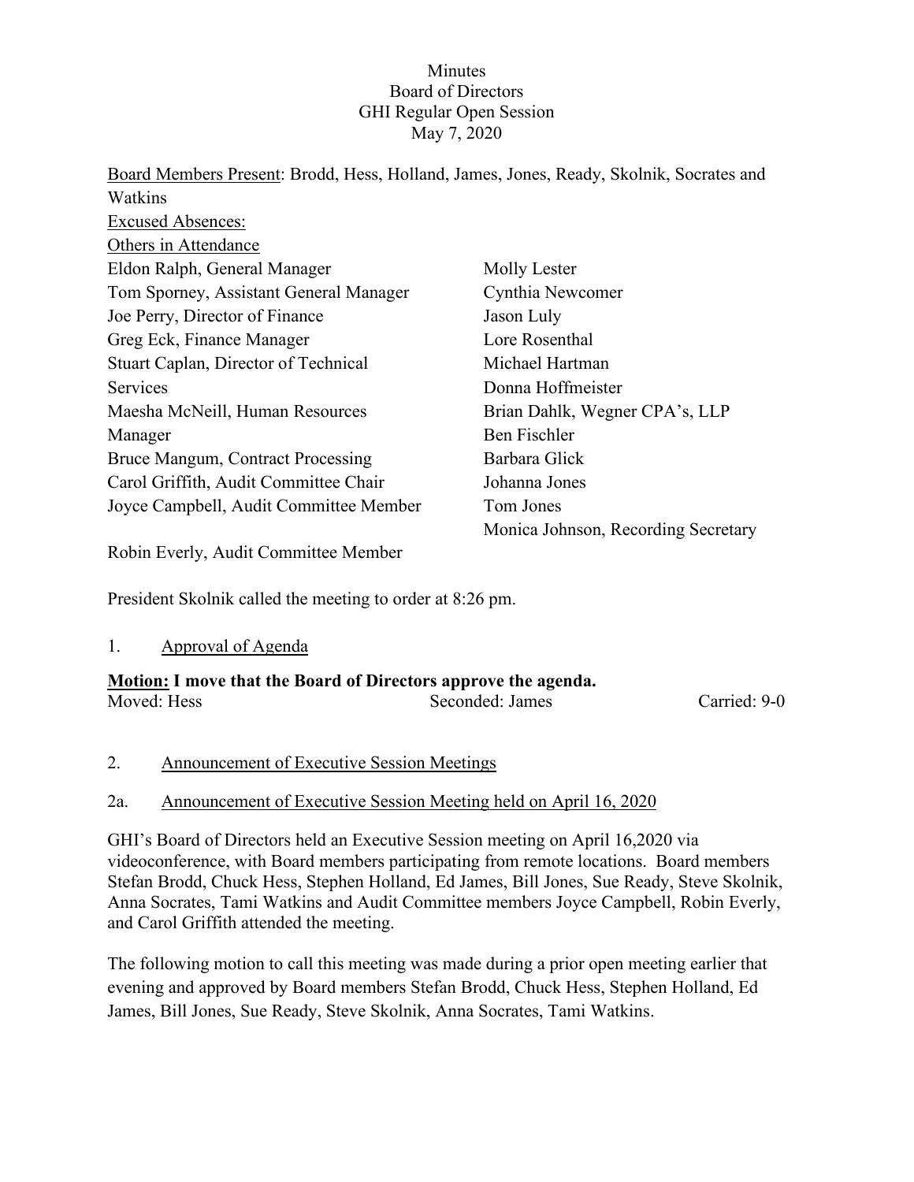# Minutes
## Board of Directors
## GHI Regular Open Session
## May 7, 2020

Board Members Present: Brodd, Hess, Holland, James, Jones, Ready, Skolnik, Socrates and Watkins

Excused Absences:

Others in Attendance

| | |
|---|---|
| Eldon Ralph, General Manager | Molly Lester |
| Tom Sporney, Assistant General Manager | Cynthia Newcomer |
| Joe Perry, Director of Finance | Jason Luly |
| Greg Eck, Finance Manager | Lore Rosenthal |
| Stuart Caplan, Director of Technical Services | Michael Hartman |
| | Donna Hoffmeister |
| Maesha McNeill, Human Resources Manager | Brian Dahlk, Wegner CPA's, LLP |
| | Ben Fischler |
| Bruce Mangum, Contract Processing | Barbara Glick |
| Carol Griffith, Audit Committee Chair | Johanna Jones |
| Joyce Campbell, Audit Committee Member | Tom Jones |
| | Monica Johnson, Recording Secretary |
| Robin Everly, Audit Committee Member | |

President Skolnik called the meeting to order at 8:26 pm.

1. Approval of Agenda

**Motion: I move that the Board of Directors approve the agenda.**

Moved: Hess  Seconded: James  Carried: 9-0

2. Announcement of Executive Session Meetings

2a. Announcement of Executive Session Meeting held on April 16, 2020

GHI's Board of Directors held an Executive Session meeting on April 16,2020 via videoconference, with Board members participating from remote locations. Board members Stefan Brodd, Chuck Hess, Stephen Holland, Ed James, Bill Jones, Sue Ready, Steve Skolnik, Anna Socrates, Tami Watkins and Audit Committee members Joyce Campbell, Robin Everly, and Carol Griffith attended the meeting.

The following motion to call this meeting was made during a prior open meeting earlier that evening and approved by Board members Stefan Brodd, Chuck Hess, Stephen Holland, Ed James, Bill Jones, Sue Ready, Steve Skolnik, Anna Socrates, Tami Watkins.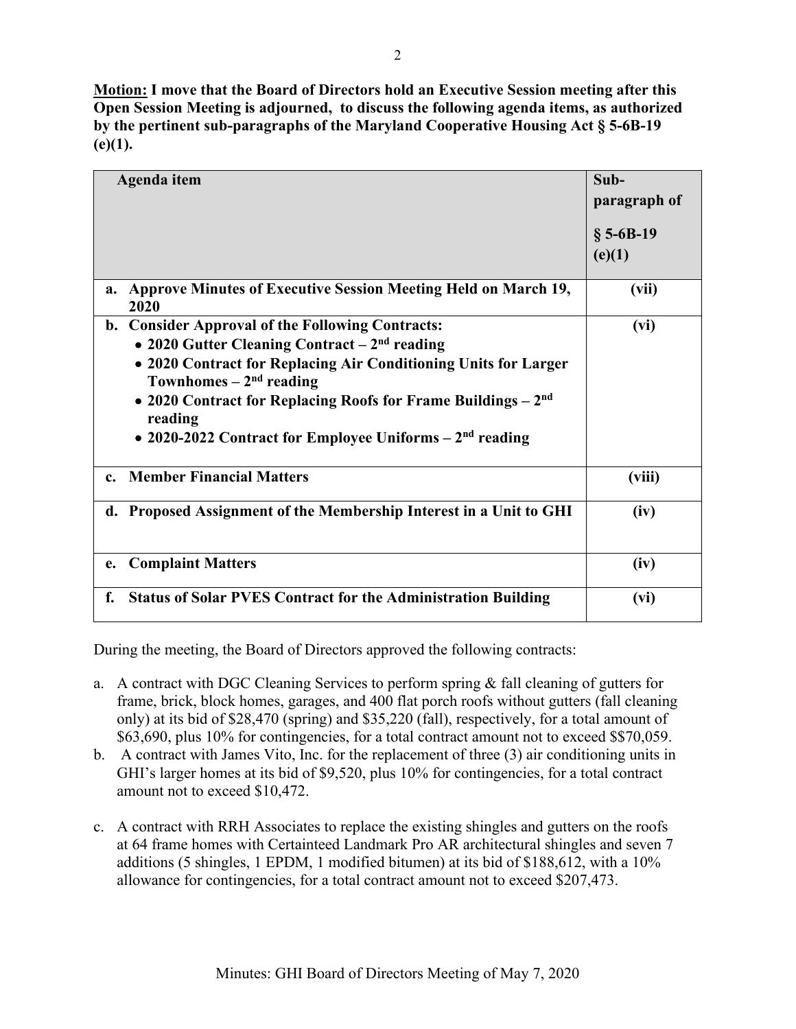**Motion: I move that the Board of Directors hold an Executive Session meeting after this Open Session Meeting is adjourned, to discuss the following agenda items, as authorized by the pertinent sub-paragraphs of the Maryland Cooperative Housing Act § 5-6B-19 (e)(1).**

| **Agenda item** | **Sub-paragraph of § 5-6B-19 (e)(1)** |
|---|---|
| **a. Approve Minutes of Executive Session Meeting Held on March 19, 2020** | **(vii)** |
| **b. Consider Approval of the Following Contracts:**<br>• **2020 Gutter Cleaning Contract – 2nd reading**<br>• **2020 Contract for Replacing Air Conditioning Units for Larger Townhomes – 2nd reading**<br>• **2020 Contract for Replacing Roofs for Frame Buildings – 2nd reading**<br>• **2020-2022 Contract for Employee Uniforms – 2nd reading** | **(vi)** |
| **c. Member Financial Matters** | **(viii)** |
| **d. Proposed Assignment of the Membership Interest in a Unit to GHI** | **(iv)** |
| **e. Complaint Matters** | **(iv)** |
| **f. Status of Solar PVES Contract for the Administration Building** | **(vi)** |

During the meeting, the Board of Directors approved the following contracts:

a. A contract with DGC Cleaning Services to perform spring & fall cleaning of gutters for frame, brick, block homes, garages, and 400 flat porch roofs without gutters (fall cleaning only) at its bid of $28,470 (spring) and $35,220 (fall), respectively, for a total amount of $63,690, plus 10% for contingencies, for a total contract amount not to exceed $$70,059.

b. A contract with James Vito, Inc. for the replacement of three (3) air conditioning units in GHI's larger homes at its bid of $9,520, plus 10% for contingencies, for a total contract amount not to exceed $10,472.

c. A contract with RRH Associates to replace the existing shingles and gutters on the roofs at 64 frame homes with Certainteed Landmark Pro AR architectural shingles and seven 7 additions (5 shingles, 1 EPDM, 1 modified bitumen) at its bid of $188,612, with a 10% allowance for contingencies, for a total contract amount not to exceed $207,473.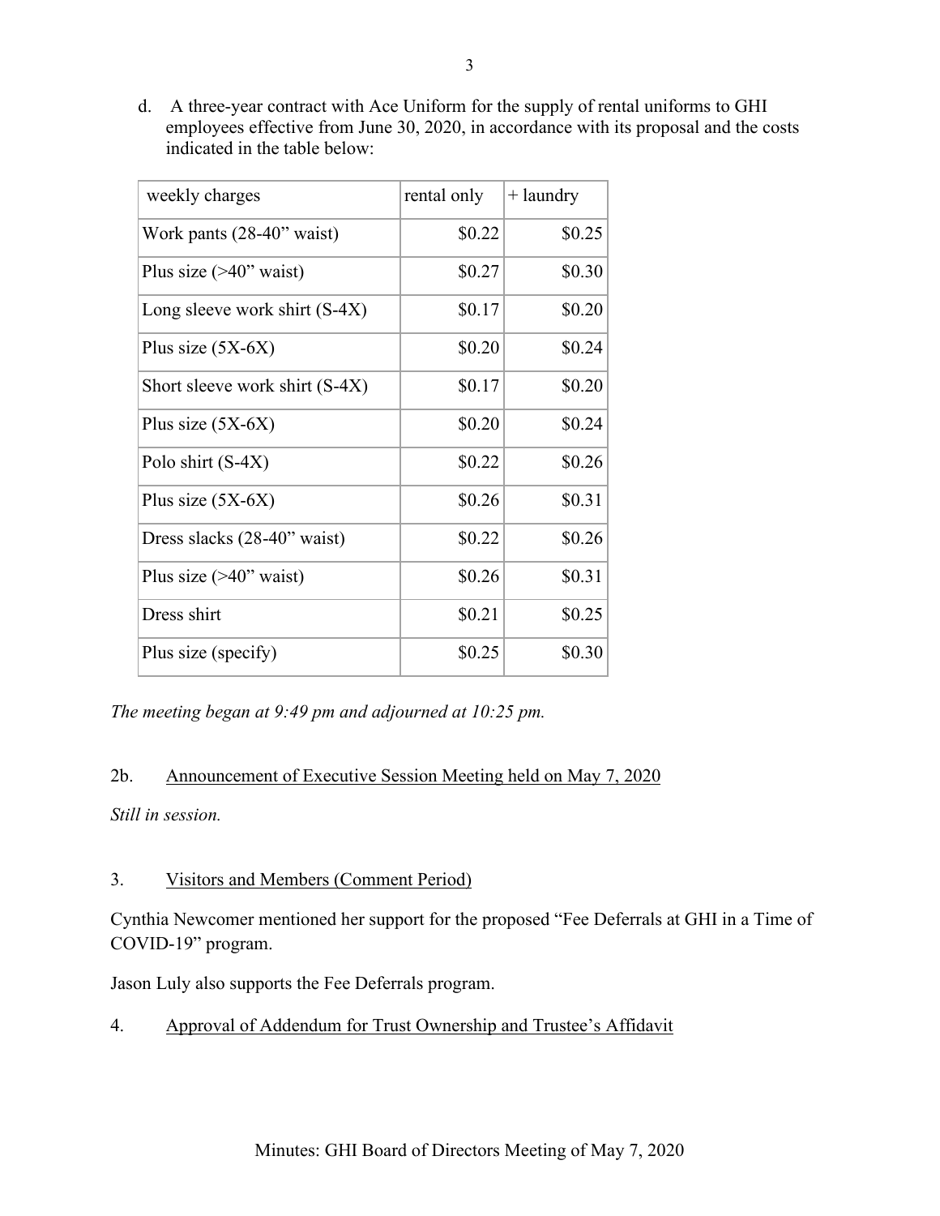d. A three-year contract with Ace Uniform for the supply of rental uniforms to GHI employees effective from June 30, 2020, in accordance with its proposal and the costs indicated in the table below:

| weekly charges | rental only | + laundry |
|---|---:|---:|
| Work pants (28-40” waist) | $0.22 | $0.25 |
| Plus size (>40” waist) | $0.27 | $0.30 |
| Long sleeve work shirt (S-4X) | $0.17 | $0.20 |
| Plus size (5X-6X) | $0.20 | $0.24 |
| Short sleeve work shirt (S-4X) | $0.17 | $0.20 |
| Plus size (5X-6X) | $0.20 | $0.24 |
| Polo shirt (S-4X) | $0.22 | $0.26 |
| Plus size (5X-6X) | $0.26 | $0.31 |
| Dress slacks (28-40” waist) | $0.22 | $0.26 |
| Plus size (>40” waist) | $0.26 | $0.31 |
| Dress shirt | $0.21 | $0.25 |
| Plus size (specify) | $0.25 | $0.30 |

*The meeting began at 9:49 pm and adjourned at 10:25 pm.*

2b. Announcement of Executive Session Meeting held on May 7, 2020

*Still in session.*

3. Visitors and Members (Comment Period)

Cynthia Newcomer mentioned her support for the proposed “Fee Deferrals at GHI in a Time of COVID-19” program.

Jason Luly also supports the Fee Deferrals program.

4. Approval of Addendum for Trust Ownership and Trustee’s Affidavit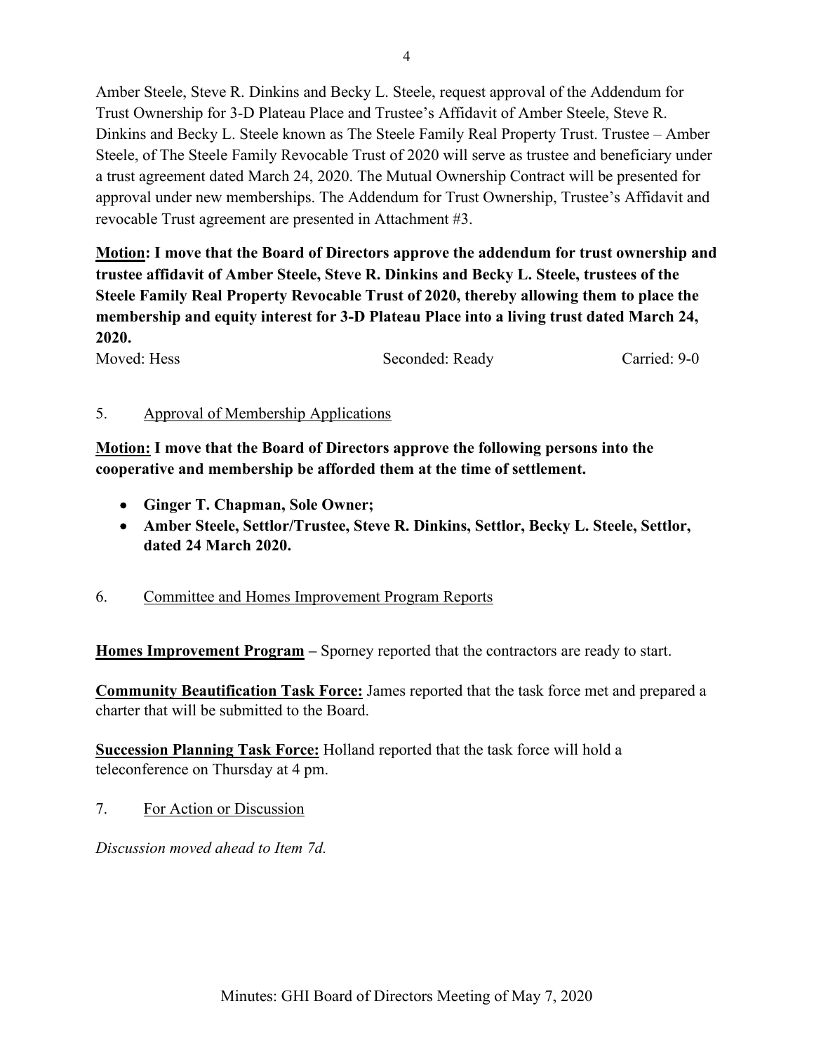Amber Steele, Steve R. Dinkins and Becky L. Steele, request approval of the Addendum for Trust Ownership for 3-D Plateau Place and Trustee's Affidavit of Amber Steele, Steve R. Dinkins and Becky L. Steele known as The Steele Family Real Property Trust. Trustee – Amber Steele, of The Steele Family Revocable Trust of 2020 will serve as trustee and beneficiary under a trust agreement dated March 24, 2020. The Mutual Ownership Contract will be presented for approval under new memberships. The Addendum for Trust Ownership, Trustee's Affidavit and revocable Trust agreement are presented in Attachment #3.

**Motion: I move that the Board of Directors approve the addendum for trust ownership and trustee affidavit of Amber Steele, Steve R. Dinkins and Becky L. Steele, trustees of the Steele Family Real Property Revocable Trust of 2020, thereby allowing them to place the membership and equity interest for 3-D Plateau Place into a living trust dated March 24, 2020.**

Moved: Hess Seconded: Ready Carried: 9-0

5. Approval of Membership Applications

**Motion: I move that the Board of Directors approve the following persons into the cooperative and membership be afforded them at the time of settlement.**

- **Ginger T. Chapman, Sole Owner;**
- **Amber Steele, Settlor/Trustee, Steve R. Dinkins, Settlor, Becky L. Steele, Settlor, dated 24 March 2020.**

6. Committee and Homes Improvement Program Reports

**Homes Improvement Program –** Sporney reported that the contractors are ready to start.

**Community Beautification Task Force:** James reported that the task force met and prepared a charter that will be submitted to the Board.

**Succession Planning Task Force:** Holland reported that the task force will hold a teleconference on Thursday at 4 pm.

7. For Action or Discussion

*Discussion moved ahead to Item 7d.*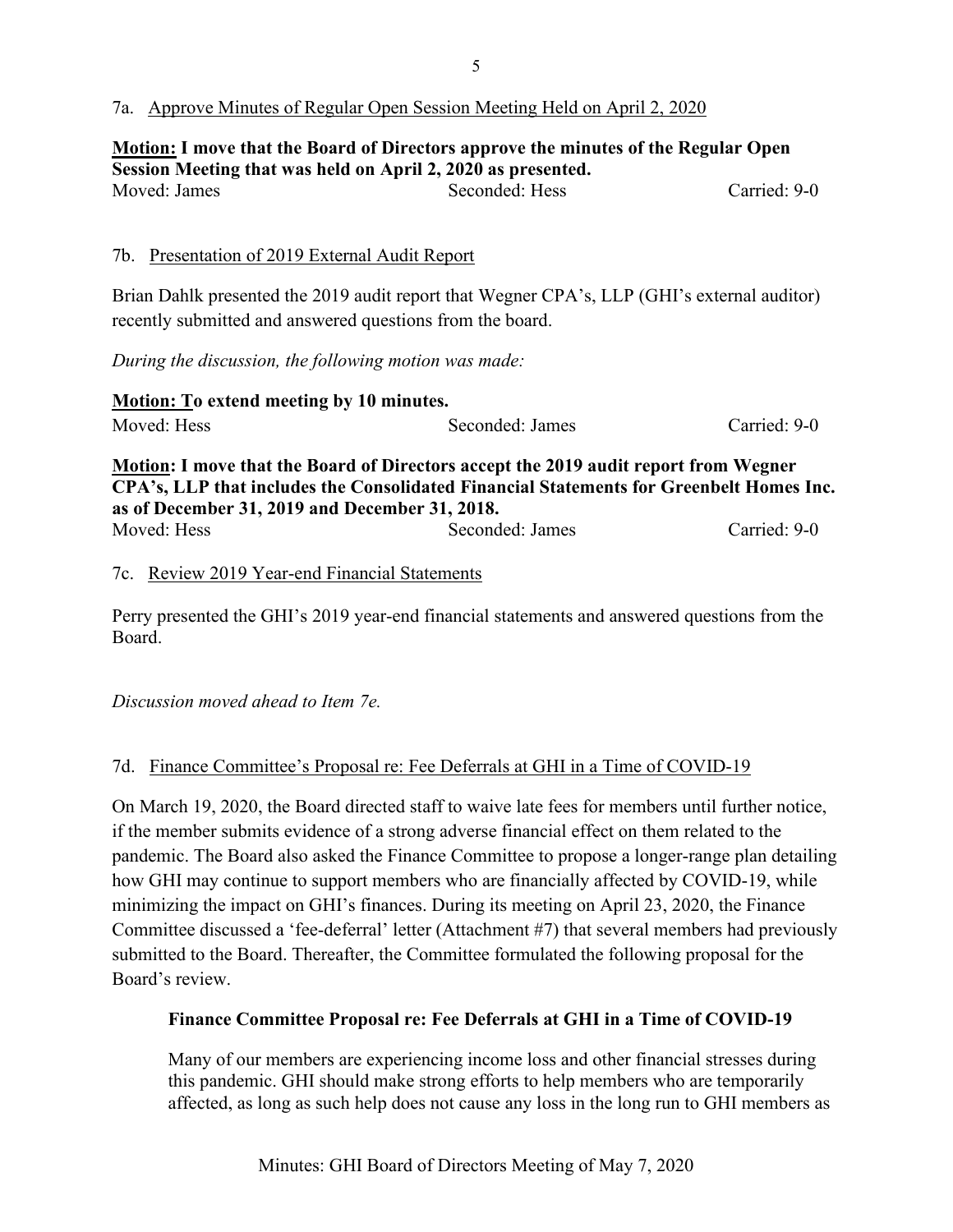7a. Approve Minutes of Regular Open Session Meeting Held on April 2, 2020

**Motion: I move that the Board of Directors approve the minutes of the Regular Open Session Meeting that was held on April 2, 2020 as presented.**

Moved: James    Seconded: Hess    Carried: 9-0

7b. Presentation of 2019 External Audit Report

Brian Dahlk presented the 2019 audit report that Wegner CPA's, LLP (GHI's external auditor) recently submitted and answered questions from the board.

*During the discussion, the following motion was made:*

**Motion: To extend meeting by 10 minutes.**

Moved: Hess    Seconded: James    Carried: 9-0

**Motion: I move that the Board of Directors accept the 2019 audit report from Wegner CPA's, LLP that includes the Consolidated Financial Statements for Greenbelt Homes Inc. as of December 31, 2019 and December 31, 2018.**

Moved: Hess    Seconded: James    Carried: 9-0

7c. Review 2019 Year-end Financial Statements

Perry presented the GHI's 2019 year-end financial statements and answered questions from the Board.

*Discussion moved ahead to Item 7e.*

7d. Finance Committee's Proposal re: Fee Deferrals at GHI in a Time of COVID-19

On March 19, 2020, the Board directed staff to waive late fees for members until further notice, if the member submits evidence of a strong adverse financial effect on them related to the pandemic. The Board also asked the Finance Committee to propose a longer-range plan detailing how GHI may continue to support members who are financially affected by COVID-19, while minimizing the impact on GHI's finances. During its meeting on April 23, 2020, the Finance Committee discussed a 'fee-deferral' letter (Attachment #7) that several members had previously submitted to the Board. Thereafter, the Committee formulated the following proposal for the Board's review.

**Finance Committee Proposal re: Fee Deferrals at GHI in a Time of COVID-19**

Many of our members are experiencing income loss and other financial stresses during this pandemic. GHI should make strong efforts to help members who are temporarily affected, as long as such help does not cause any loss in the long run to GHI members as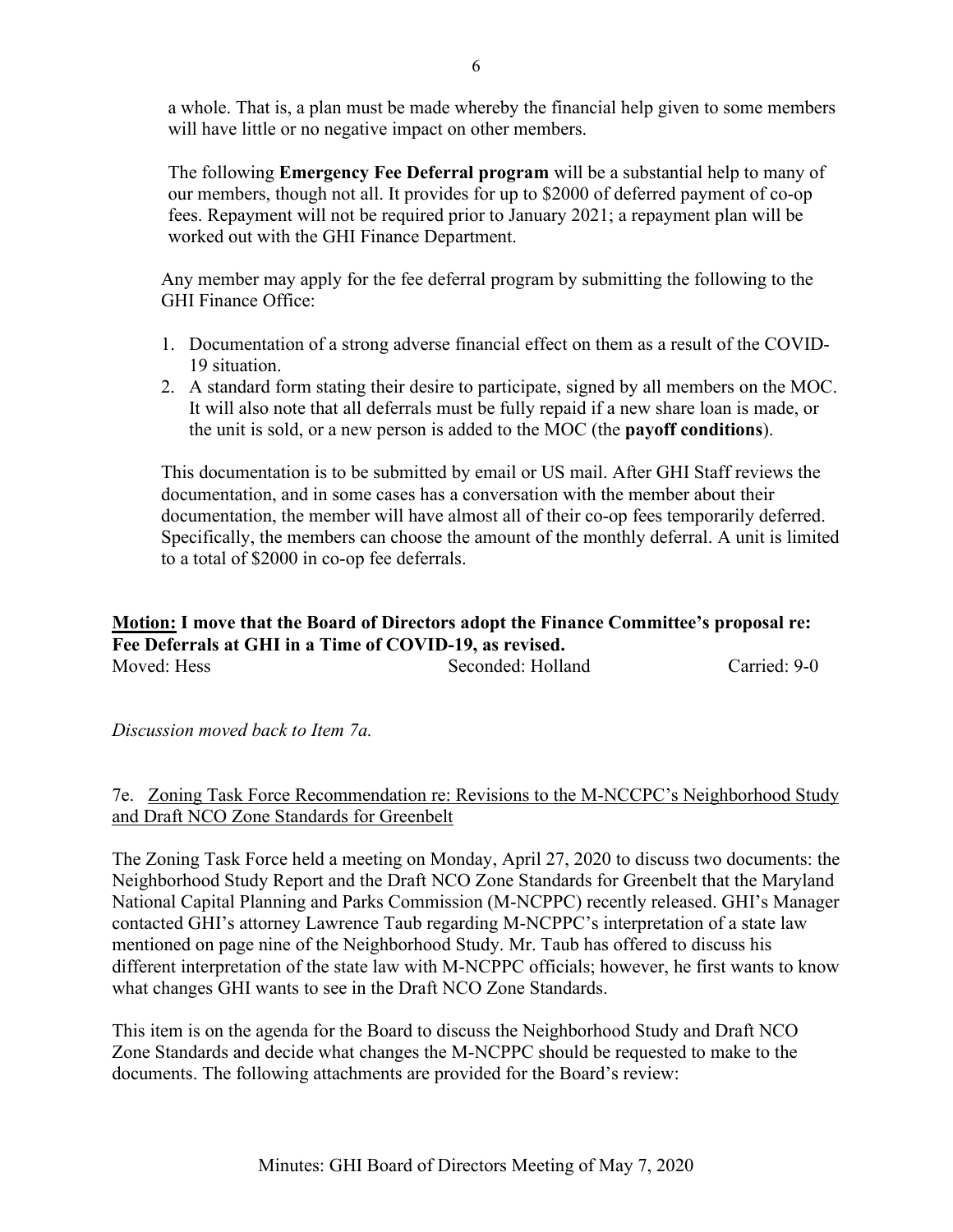a whole. That is, a plan must be made whereby the financial help given to some members will have little or no negative impact on other members.

The following **Emergency Fee Deferral program** will be a substantial help to many of our members, though not all. It provides for up to $2000 of deferred payment of co-op fees. Repayment will not be required prior to January 2021; a repayment plan will be worked out with the GHI Finance Department.

Any member may apply for the fee deferral program by submitting the following to the GHI Finance Office:

1. Documentation of a strong adverse financial effect on them as a result of the COVID-19 situation.
2. A standard form stating their desire to participate, signed by all members on the MOC. It will also note that all deferrals must be fully repaid if a new share loan is made, or the unit is sold, or a new person is added to the MOC (the **payoff conditions**).

This documentation is to be submitted by email or US mail. After GHI Staff reviews the documentation, and in some cases has a conversation with the member about their documentation, the member will have almost all of their co-op fees temporarily deferred. Specifically, the members can choose the amount of the monthly deferral. A unit is limited to a total of $2000 in co-op fee deferrals.

**<u>Motion:</u> I move that the Board of Directors adopt the Finance Committee's proposal re: Fee Deferrals at GHI in a Time of COVID-19, as revised.**

Moved: Hess Seconded: Holland Carried: 9-0

*Discussion moved back to Item 7a.*

7e. <u>Zoning Task Force Recommendation re: Revisions to the M-NCCPC's Neighborhood Study and Draft NCO Zone Standards for Greenbelt</u>

The Zoning Task Force held a meeting on Monday, April 27, 2020 to discuss two documents: the Neighborhood Study Report and the Draft NCO Zone Standards for Greenbelt that the Maryland National Capital Planning and Parks Commission (M-NCPPC) recently released. GHI's Manager contacted GHI's attorney Lawrence Taub regarding M-NCPPC's interpretation of a state law mentioned on page nine of the Neighborhood Study. Mr. Taub has offered to discuss his different interpretation of the state law with M-NCPPC officials; however, he first wants to know what changes GHI wants to see in the Draft NCO Zone Standards.

This item is on the agenda for the Board to discuss the Neighborhood Study and Draft NCO Zone Standards and decide what changes the M-NCPPC should be requested to make to the documents. The following attachments are provided for the Board's review: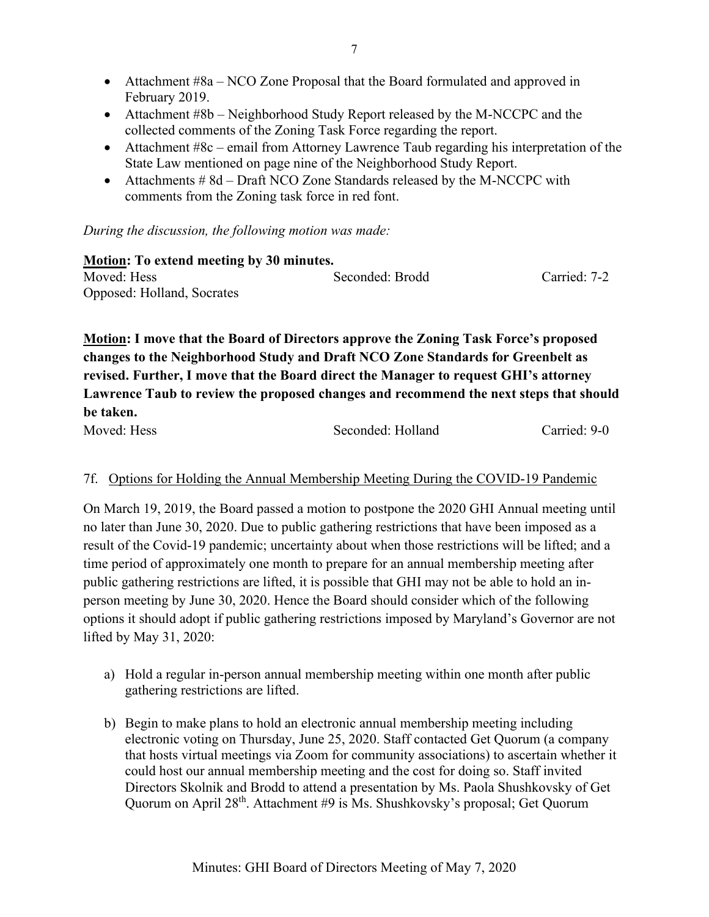- Attachment #8a – NCO Zone Proposal that the Board formulated and approved in February 2019.
- Attachment #8b – Neighborhood Study Report released by the M-NCCPC and the collected comments of the Zoning Task Force regarding the report.
- Attachment #8c – email from Attorney Lawrence Taub regarding his interpretation of the State Law mentioned on page nine of the Neighborhood Study Report.
- Attachments # 8d – Draft NCO Zone Standards released by the M-NCCPC with comments from the Zoning task force in red font.

*During the discussion, the following motion was made:*

**Motion: To extend meeting by 30 minutes.**

Moved: Hess | Seconded: Brodd | Carried: 7-2

Opposed: Holland, Socrates

**Motion: I move that the Board of Directors approve the Zoning Task Force's proposed changes to the Neighborhood Study and Draft NCO Zone Standards for Greenbelt as revised. Further, I move that the Board direct the Manager to request GHI's attorney Lawrence Taub to review the proposed changes and recommend the next steps that should be taken.**

Moved: Hess | Seconded: Holland | Carried: 9-0

7f. Options for Holding the Annual Membership Meeting During the COVID-19 Pandemic

On March 19, 2019, the Board passed a motion to postpone the 2020 GHI Annual meeting until no later than June 30, 2020. Due to public gathering restrictions that have been imposed as a result of the Covid-19 pandemic; uncertainty about when those restrictions will be lifted; and a time period of approximately one month to prepare for an annual membership meeting after public gathering restrictions are lifted, it is possible that GHI may not be able to hold an in-person meeting by June 30, 2020. Hence the Board should consider which of the following options it should adopt if public gathering restrictions imposed by Maryland's Governor are not lifted by May 31, 2020:

a) Hold a regular in-person annual membership meeting within one month after public gathering restrictions are lifted.

b) Begin to make plans to hold an electronic annual membership meeting including electronic voting on Thursday, June 25, 2020. Staff contacted Get Quorum (a company that hosts virtual meetings via Zoom for community associations) to ascertain whether it could host our annual membership meeting and the cost for doing so. Staff invited Directors Skolnik and Brodd to attend a presentation by Ms. Paola Shushkovsky of Get Quorum on April 28th. Attachment #9 is Ms. Shushkovsky's proposal; Get Quorum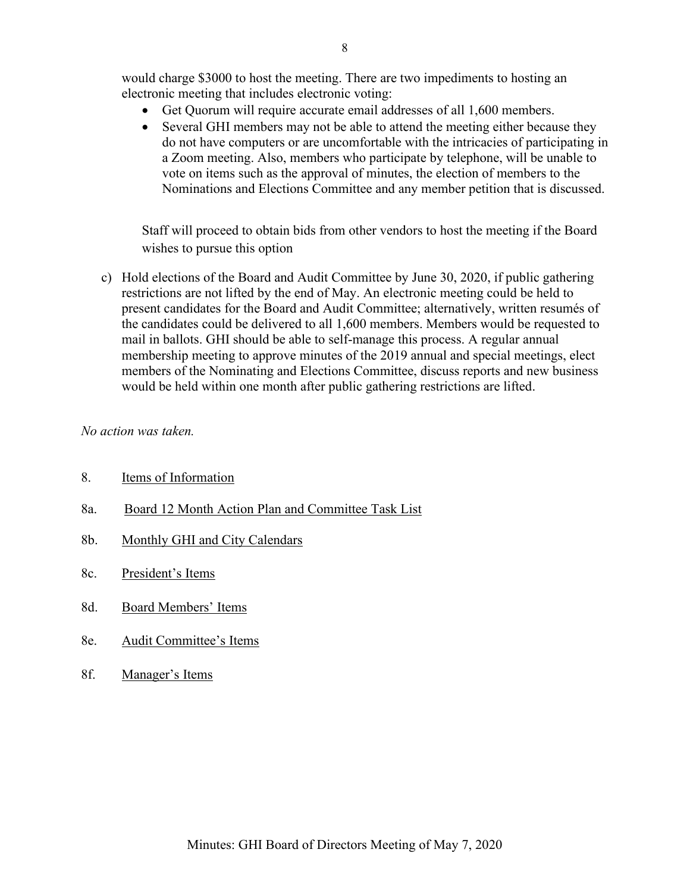would charge $3000 to host the meeting. There are two impediments to hosting an electronic meeting that includes electronic voting:

- Get Quorum will require accurate email addresses of all 1,600 members.
- Several GHI members may not be able to attend the meeting either because they do not have computers or are uncomfortable with the intricacies of participating in a Zoom meeting. Also, members who participate by telephone, will be unable to vote on items such as the approval of minutes, the election of members to the Nominations and Elections Committee and any member petition that is discussed.

Staff will proceed to obtain bids from other vendors to host the meeting if the Board wishes to pursue this option

c) Hold elections of the Board and Audit Committee by June 30, 2020, if public gathering restrictions are not lifted by the end of May. An electronic meeting could be held to present candidates for the Board and Audit Committee; alternatively, written resumés of the candidates could be delivered to all 1,600 members. Members would be requested to mail in ballots. GHI should be able to self-manage this process. A regular annual membership meeting to approve minutes of the 2019 annual and special meetings, elect members of the Nominating and Elections Committee, discuss reports and new business would be held within one month after public gathering restrictions are lifted.

*No action was taken.*

8. <u>Items of Information</u>

8a. <u>Board 12 Month Action Plan and Committee Task List</u>

8b. <u>Monthly GHI and City Calendars</u>

8c. <u>President's Items</u>

8d. <u>Board Members' Items</u>

8e. <u>Audit Committee's Items</u>

8f. <u>Manager's Items</u>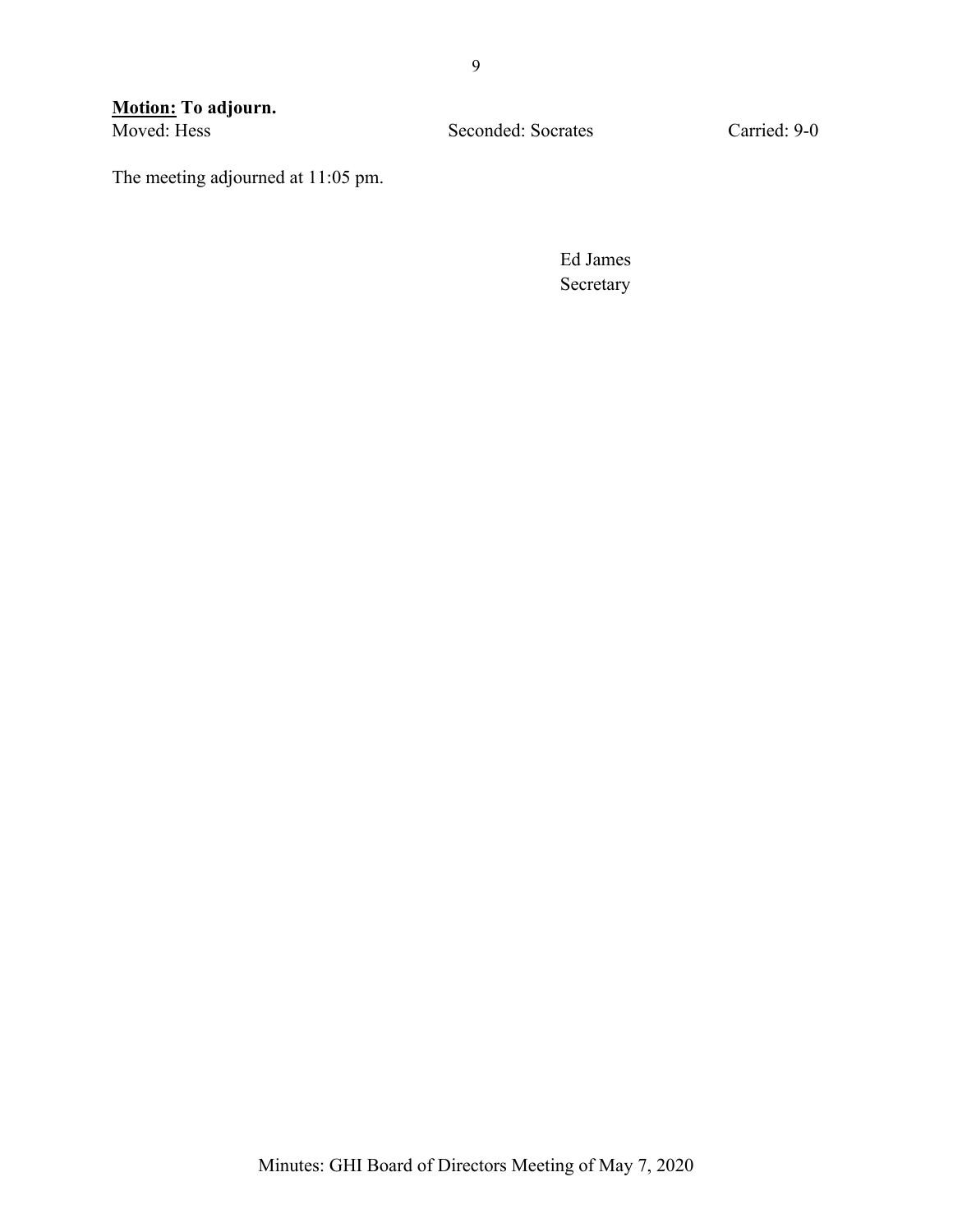**<u>Motion:</u> To adjourn.**
Moved: Hess Seconded: Socrates Carried: 9-0

The meeting adjourned at 11:05 pm.

Ed James
Secretary